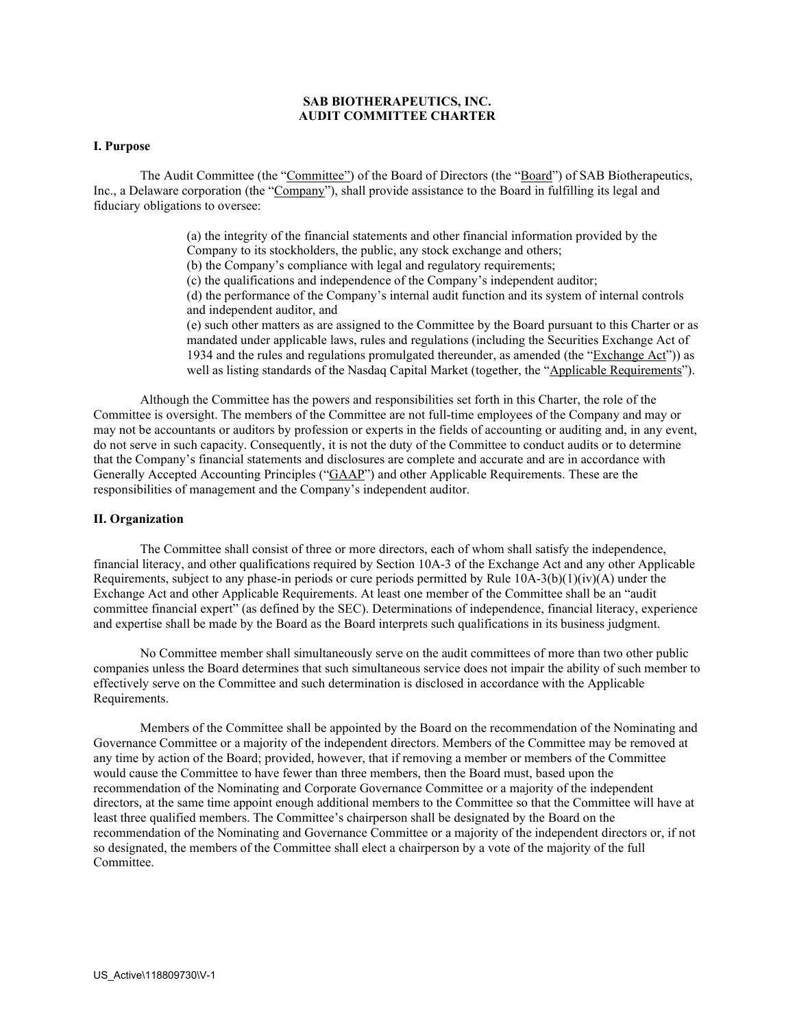# SAB BIOTHERAPEUTICS, INC.
# AUDIT COMMITTEE CHARTER

## I. Purpose

The Audit Committee (the "Committee") of the Board of Directors (the "Board") of SAB Biotherapeutics, Inc., a Delaware corporation (the "Company"), shall provide assistance to the Board in fulfilling its legal and fiduciary obligations to oversee:

(a) the integrity of the financial statements and other financial information provided by the Company to its stockholders, the public, any stock exchange and others;
(b) the Company's compliance with legal and regulatory requirements;
(c) the qualifications and independence of the Company's independent auditor;
(d) the performance of the Company's internal audit function and its system of internal controls and independent auditor, and
(e) such other matters as are assigned to the Committee by the Board pursuant to this Charter or as mandated under applicable laws, rules and regulations (including the Securities Exchange Act of 1934 and the rules and regulations promulgated thereunder, as amended (the "Exchange Act")) as well as listing standards of the Nasdaq Capital Market (together, the "Applicable Requirements").

Although the Committee has the powers and responsibilities set forth in this Charter, the role of the Committee is oversight. The members of the Committee are not full-time employees of the Company and may or may not be accountants or auditors by profession or experts in the fields of accounting or auditing and, in any event, do not serve in such capacity. Consequently, it is not the duty of the Committee to conduct audits or to determine that the Company's financial statements and disclosures are complete and accurate and are in accordance with Generally Accepted Accounting Principles ("GAAP") and other Applicable Requirements. These are the responsibilities of management and the Company's independent auditor.

## II. Organization

The Committee shall consist of three or more directors, each of whom shall satisfy the independence, financial literacy, and other qualifications required by Section 10A-3 of the Exchange Act and any other Applicable Requirements, subject to any phase-in periods or cure periods permitted by Rule 10A-3(b)(1)(iv)(A) under the Exchange Act and other Applicable Requirements. At least one member of the Committee shall be an "audit committee financial expert" (as defined by the SEC). Determinations of independence, financial literacy, experience and expertise shall be made by the Board as the Board interprets such qualifications in its business judgment.

No Committee member shall simultaneously serve on the audit committees of more than two other public companies unless the Board determines that such simultaneous service does not impair the ability of such member to effectively serve on the Committee and such determination is disclosed in accordance with the Applicable Requirements.

Members of the Committee shall be appointed by the Board on the recommendation of the Nominating and Governance Committee or a majority of the independent directors. Members of the Committee may be removed at any time by action of the Board; provided, however, that if removing a member or members of the Committee would cause the Committee to have fewer than three members, then the Board must, based upon the recommendation of the Nominating and Corporate Governance Committee or a majority of the independent directors, at the same time appoint enough additional members to the Committee so that the Committee will have at least three qualified members. The Committee's chairperson shall be designated by the Board on the recommendation of the Nominating and Governance Committee or a majority of the independent directors or, if not so designated, the members of the Committee shall elect a chairperson by a vote of the majority of the full Committee.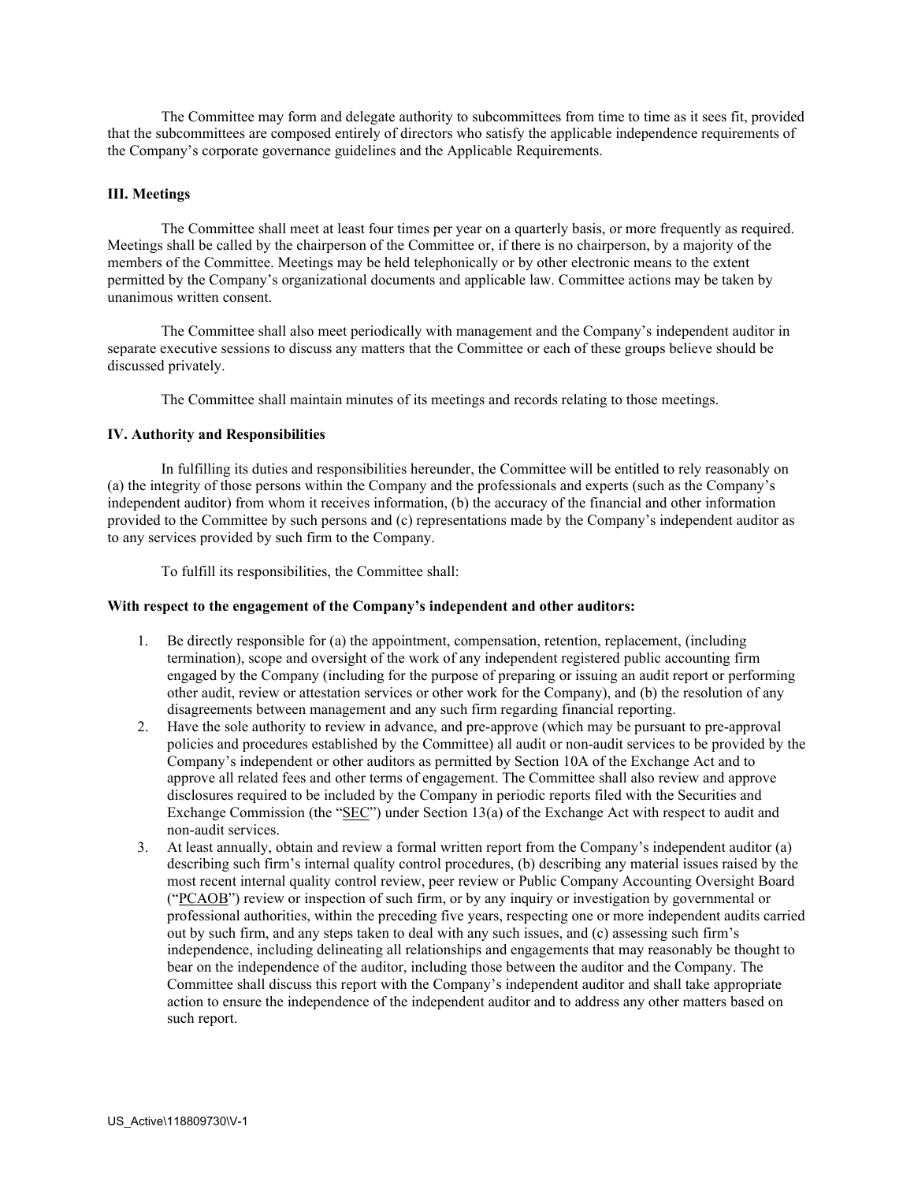The Committee may form and delegate authority to subcommittees from time to time as it sees fit, provided that the subcommittees are composed entirely of directors who satisfy the applicable independence requirements of the Company's corporate governance guidelines and the Applicable Requirements.

## III. Meetings

The Committee shall meet at least four times per year on a quarterly basis, or more frequently as required. Meetings shall be called by the chairperson of the Committee or, if there is no chairperson, by a majority of the members of the Committee. Meetings may be held telephonically or by other electronic means to the extent permitted by the Company's organizational documents and applicable law. Committee actions may be taken by unanimous written consent.

The Committee shall also meet periodically with management and the Company's independent auditor in separate executive sessions to discuss any matters that the Committee or each of these groups believe should be discussed privately.

The Committee shall maintain minutes of its meetings and records relating to those meetings.

## IV. Authority and Responsibilities

In fulfilling its duties and responsibilities hereunder, the Committee will be entitled to rely reasonably on (a) the integrity of those persons within the Company and the professionals and experts (such as the Company's independent auditor) from whom it receives information, (b) the accuracy of the financial and other information provided to the Committee by such persons and (c) representations made by the Company's independent auditor as to any services provided by such firm to the Company.

To fulfill its responsibilities, the Committee shall:

**With respect to the engagement of the Company's independent and other auditors:**

1. Be directly responsible for (a) the appointment, compensation, retention, replacement, (including termination), scope and oversight of the work of any independent registered public accounting firm engaged by the Company (including for the purpose of preparing or issuing an audit report or performing other audit, review or attestation services or other work for the Company), and (b) the resolution of any disagreements between management and any such firm regarding financial reporting.
2. Have the sole authority to review in advance, and pre-approve (which may be pursuant to pre-approval policies and procedures established by the Committee) all audit or non-audit services to be provided by the Company's independent or other auditors as permitted by Section 10A of the Exchange Act and to approve all related fees and other terms of engagement. The Committee shall also review and approve disclosures required to be included by the Company in periodic reports filed with the Securities and Exchange Commission (the "SEC") under Section 13(a) of the Exchange Act with respect to audit and non-audit services.
3. At least annually, obtain and review a formal written report from the Company's independent auditor (a) describing such firm's internal quality control procedures, (b) describing any material issues raised by the most recent internal quality control review, peer review or Public Company Accounting Oversight Board ("PCAOB") review or inspection of such firm, or by any inquiry or investigation by governmental or professional authorities, within the preceding five years, respecting one or more independent audits carried out by such firm, and any steps taken to deal with any such issues, and (c) assessing such firm's independence, including delineating all relationships and engagements that may reasonably be thought to bear on the independence of the auditor, including those between the auditor and the Company. The Committee shall discuss this report with the Company's independent auditor and shall take appropriate action to ensure the independence of the independent auditor and to address any other matters based on such report.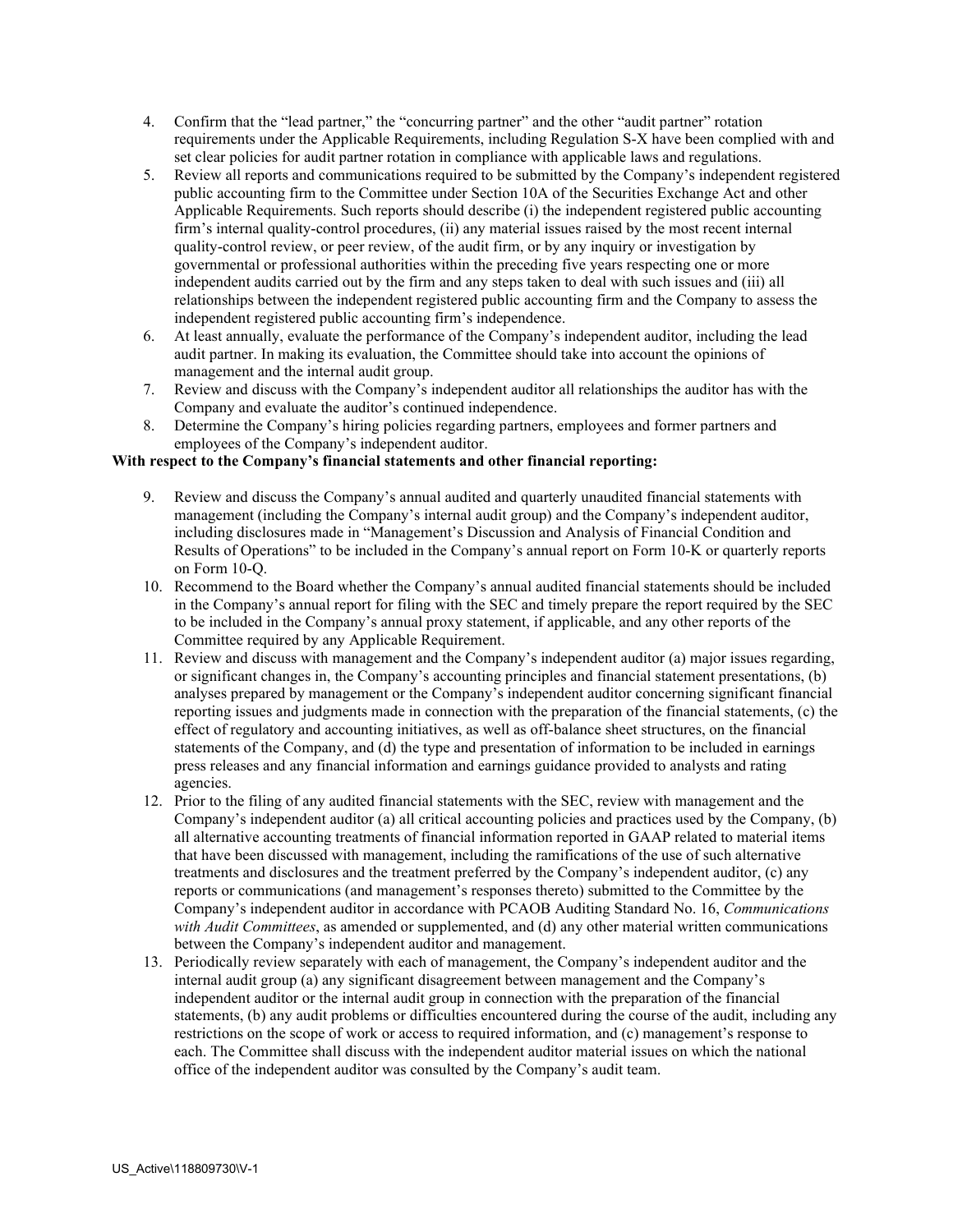4. Confirm that the "lead partner," the "concurring partner" and the other "audit partner" rotation requirements under the Applicable Requirements, including Regulation S-X have been complied with and set clear policies for audit partner rotation in compliance with applicable laws and regulations.
5. Review all reports and communications required to be submitted by the Company's independent registered public accounting firm to the Committee under Section 10A of the Securities Exchange Act and other Applicable Requirements. Such reports should describe (i) the independent registered public accounting firm's internal quality-control procedures, (ii) any material issues raised by the most recent internal quality-control review, or peer review, of the audit firm, or by any inquiry or investigation by governmental or professional authorities within the preceding five years respecting one or more independent audits carried out by the firm and any steps taken to deal with such issues and (iii) all relationships between the independent registered public accounting firm and the Company to assess the independent registered public accounting firm's independence.
6. At least annually, evaluate the performance of the Company's independent auditor, including the lead audit partner. In making its evaluation, the Committee should take into account the opinions of management and the internal audit group.
7. Review and discuss with the Company's independent auditor all relationships the auditor has with the Company and evaluate the auditor's continued independence.
8. Determine the Company's hiring policies regarding partners, employees and former partners and employees of the Company's independent auditor.

**With respect to the Company's financial statements and other financial reporting:**

9. Review and discuss the Company's annual audited and quarterly unaudited financial statements with management (including the Company's internal audit group) and the Company's independent auditor, including disclosures made in "Management's Discussion and Analysis of Financial Condition and Results of Operations" to be included in the Company's annual report on Form 10-K or quarterly reports on Form 10-Q.
10. Recommend to the Board whether the Company's annual audited financial statements should be included in the Company's annual report for filing with the SEC and timely prepare the report required by the SEC to be included in the Company's annual proxy statement, if applicable, and any other reports of the Committee required by any Applicable Requirement.
11. Review and discuss with management and the Company's independent auditor (a) major issues regarding, or significant changes in, the Company's accounting principles and financial statement presentations, (b) analyses prepared by management or the Company's independent auditor concerning significant financial reporting issues and judgments made in connection with the preparation of the financial statements, (c) the effect of regulatory and accounting initiatives, as well as off-balance sheet structures, on the financial statements of the Company, and (d) the type and presentation of information to be included in earnings press releases and any financial information and earnings guidance provided to analysts and rating agencies.
12. Prior to the filing of any audited financial statements with the SEC, review with management and the Company's independent auditor (a) all critical accounting policies and practices used by the Company, (b) all alternative accounting treatments of financial information reported in GAAP related to material items that have been discussed with management, including the ramifications of the use of such alternative treatments and disclosures and the treatment preferred by the Company's independent auditor, (c) any reports or communications (and management's responses thereto) submitted to the Committee by the Company's independent auditor in accordance with PCAOB Auditing Standard No. 16, *Communications with Audit Committees*, as amended or supplemented, and (d) any other material written communications between the Company's independent auditor and management.
13. Periodically review separately with each of management, the Company's independent auditor and the internal audit group (a) any significant disagreement between management and the Company's independent auditor or the internal audit group in connection with the preparation of the financial statements, (b) any audit problems or difficulties encountered during the course of the audit, including any restrictions on the scope of work or access to required information, and (c) management's response to each. The Committee shall discuss with the independent auditor material issues on which the national office of the independent auditor was consulted by the Company's audit team.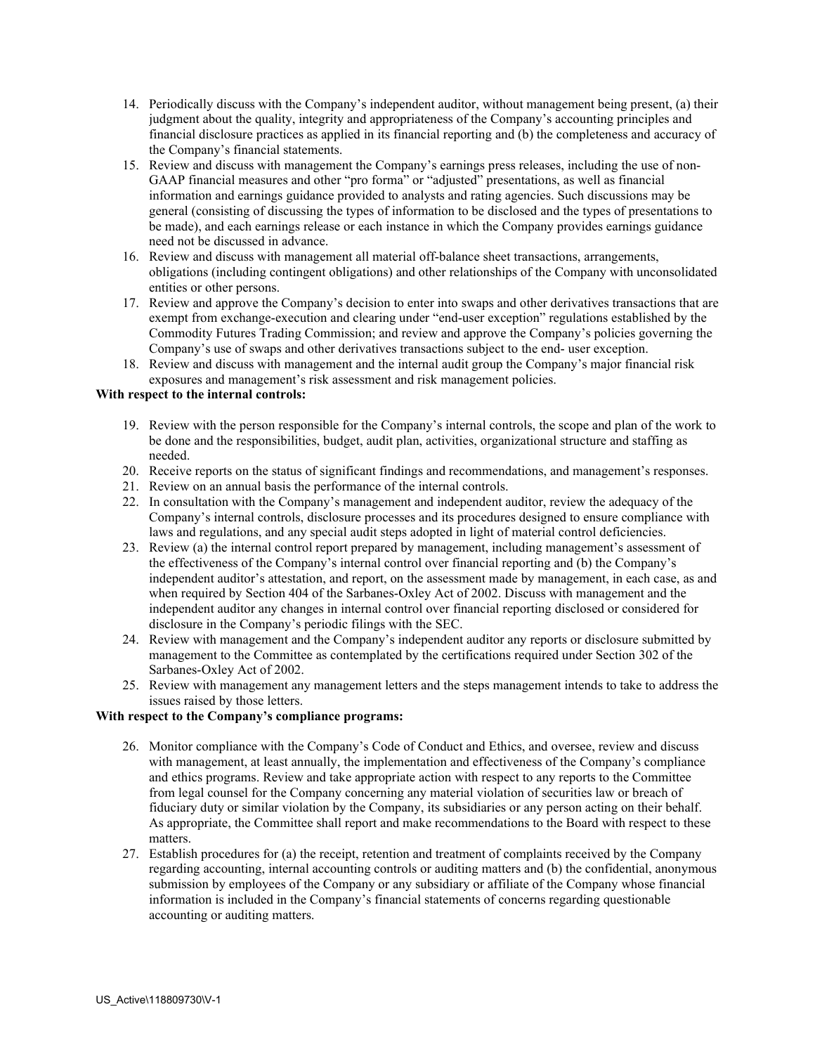14. Periodically discuss with the Company's independent auditor, without management being present, (a) their judgment about the quality, integrity and appropriateness of the Company's accounting principles and financial disclosure practices as applied in its financial reporting and (b) the completeness and accuracy of the Company's financial statements.
15. Review and discuss with management the Company's earnings press releases, including the use of non-GAAP financial measures and other "pro forma" or "adjusted" presentations, as well as financial information and earnings guidance provided to analysts and rating agencies. Such discussions may be general (consisting of discussing the types of information to be disclosed and the types of presentations to be made), and each earnings release or each instance in which the Company provides earnings guidance need not be discussed in advance.
16. Review and discuss with management all material off-balance sheet transactions, arrangements, obligations (including contingent obligations) and other relationships of the Company with unconsolidated entities or other persons.
17. Review and approve the Company's decision to enter into swaps and other derivatives transactions that are exempt from exchange-execution and clearing under "end-user exception" regulations established by the Commodity Futures Trading Commission; and review and approve the Company's policies governing the Company's use of swaps and other derivatives transactions subject to the end- user exception.
18. Review and discuss with management and the internal audit group the Company's major financial risk exposures and management's risk assessment and risk management policies.

**With respect to the internal controls:**

19. Review with the person responsible for the Company's internal controls, the scope and plan of the work to be done and the responsibilities, budget, audit plan, activities, organizational structure and staffing as needed.
20. Receive reports on the status of significant findings and recommendations, and management's responses.
21. Review on an annual basis the performance of the internal controls.
22. In consultation with the Company's management and independent auditor, review the adequacy of the Company's internal controls, disclosure processes and its procedures designed to ensure compliance with laws and regulations, and any special audit steps adopted in light of material control deficiencies.
23. Review (a) the internal control report prepared by management, including management's assessment of the effectiveness of the Company's internal control over financial reporting and (b) the Company's independent auditor's attestation, and report, on the assessment made by management, in each case, as and when required by Section 404 of the Sarbanes-Oxley Act of 2002. Discuss with management and the independent auditor any changes in internal control over financial reporting disclosed or considered for disclosure in the Company's periodic filings with the SEC.
24. Review with management and the Company's independent auditor any reports or disclosure submitted by management to the Committee as contemplated by the certifications required under Section 302 of the Sarbanes-Oxley Act of 2002.
25. Review with management any management letters and the steps management intends to take to address the issues raised by those letters.

**With respect to the Company's compliance programs:**

26. Monitor compliance with the Company's Code of Conduct and Ethics, and oversee, review and discuss with management, at least annually, the implementation and effectiveness of the Company's compliance and ethics programs. Review and take appropriate action with respect to any reports to the Committee from legal counsel for the Company concerning any material violation of securities law or breach of fiduciary duty or similar violation by the Company, its subsidiaries or any person acting on their behalf. As appropriate, the Committee shall report and make recommendations to the Board with respect to these matters.
27. Establish procedures for (a) the receipt, retention and treatment of complaints received by the Company regarding accounting, internal accounting controls or auditing matters and (b) the confidential, anonymous submission by employees of the Company or any subsidiary or affiliate of the Company whose financial information is included in the Company's financial statements of concerns regarding questionable accounting or auditing matters.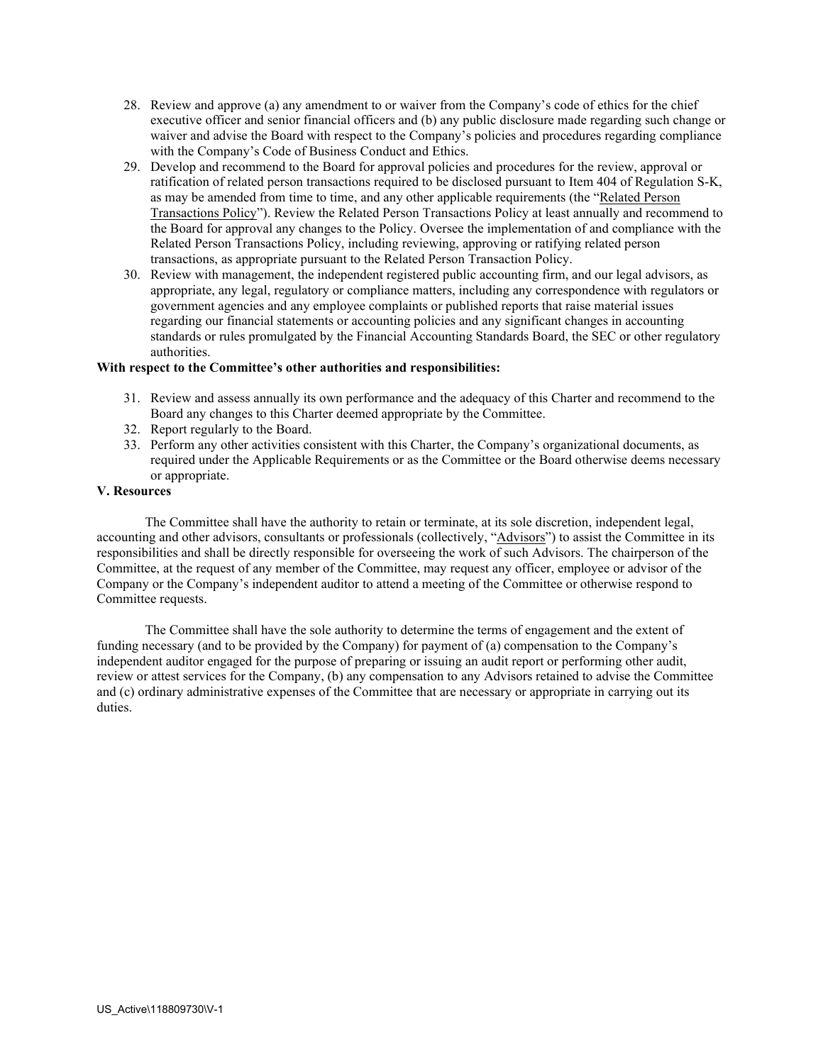28. Review and approve (a) any amendment to or waiver from the Company's code of ethics for the chief executive officer and senior financial officers and (b) any public disclosure made regarding such change or waiver and advise the Board with respect to the Company's policies and procedures regarding compliance with the Company's Code of Business Conduct and Ethics.
29. Develop and recommend to the Board for approval policies and procedures for the review, approval or ratification of related person transactions required to be disclosed pursuant to Item 404 of Regulation S-K, as may be amended from time to time, and any other applicable requirements (the "Related Person Transactions Policy"). Review the Related Person Transactions Policy at least annually and recommend to the Board for approval any changes to the Policy. Oversee the implementation of and compliance with the Related Person Transactions Policy, including reviewing, approving or ratifying related person transactions, as appropriate pursuant to the Related Person Transaction Policy.
30. Review with management, the independent registered public accounting firm, and our legal advisors, as appropriate, any legal, regulatory or compliance matters, including any correspondence with regulators or government agencies and any employee complaints or published reports that raise material issues regarding our financial statements or accounting policies and any significant changes in accounting standards or rules promulgated by the Financial Accounting Standards Board, the SEC or other regulatory authorities.

**With respect to the Committee's other authorities and responsibilities:**

31. Review and assess annually its own performance and the adequacy of this Charter and recommend to the Board any changes to this Charter deemed appropriate by the Committee.
32. Report regularly to the Board.
33. Perform any other activities consistent with this Charter, the Company's organizational documents, as required under the Applicable Requirements or as the Committee or the Board otherwise deems necessary or appropriate.

**V. Resources**

The Committee shall have the authority to retain or terminate, at its sole discretion, independent legal, accounting and other advisors, consultants or professionals (collectively, "Advisors") to assist the Committee in its responsibilities and shall be directly responsible for overseeing the work of such Advisors. The chairperson of the Committee, at the request of any member of the Committee, may request any officer, employee or advisor of the Company or the Company's independent auditor to attend a meeting of the Committee or otherwise respond to Committee requests.

The Committee shall have the sole authority to determine the terms of engagement and the extent of funding necessary (and to be provided by the Company) for payment of (a) compensation to the Company's independent auditor engaged for the purpose of preparing or issuing an audit report or performing other audit, review or attest services for the Company, (b) any compensation to any Advisors retained to advise the Committee and (c) ordinary administrative expenses of the Committee that are necessary or appropriate in carrying out its duties.

US_Active\118809730\V-1